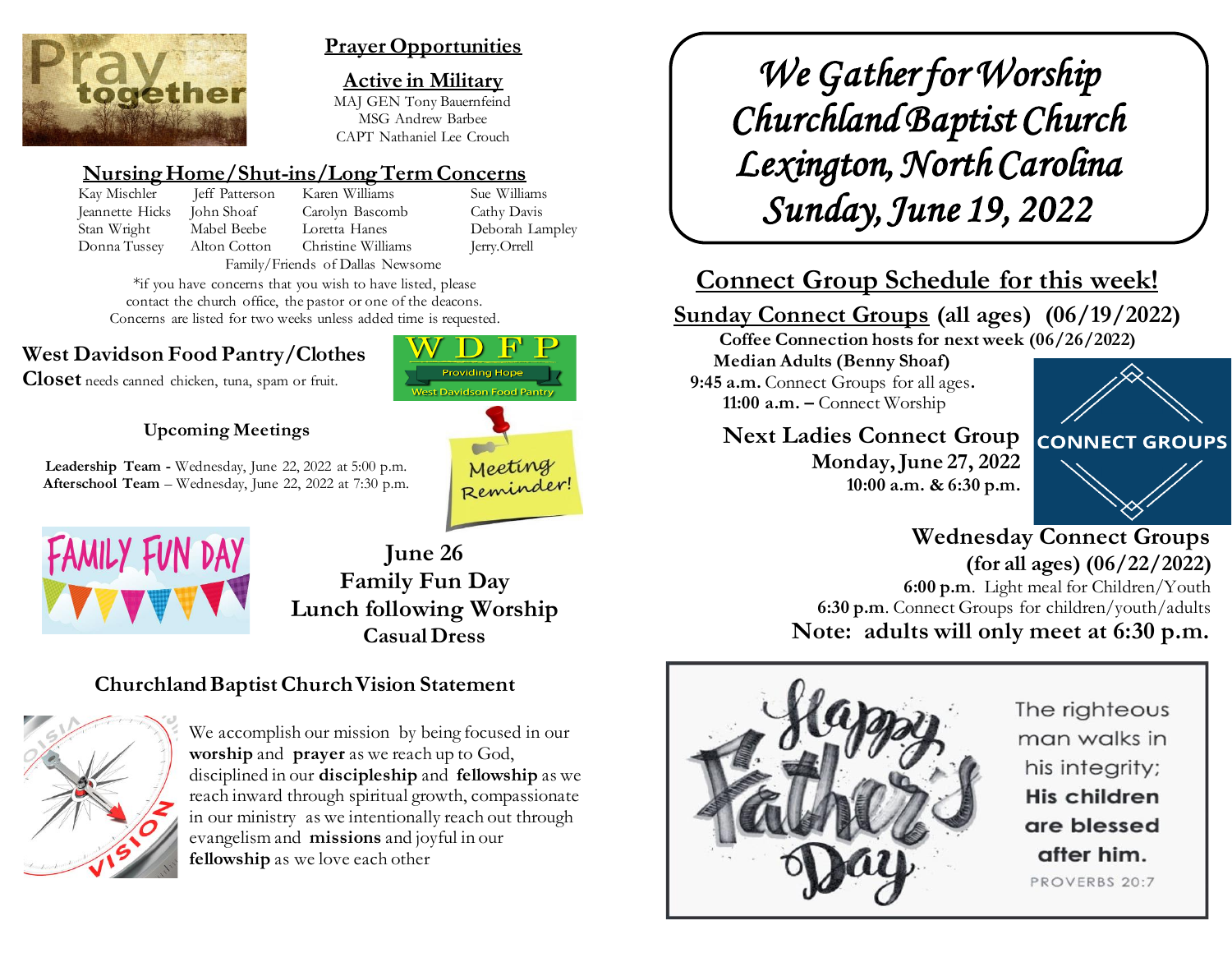## Prayer Opportunities

### Active in Military

MAJ GEN Tony Bauernfeind
MSG Andrew Barbee
CAPT Nathaniel Lee Crouch

### Nursing Home/Shut-ins/Long Term Concerns

| | | | |
|---|---|---|---|
| Kay Mischler | Jeff Patterson | Karen Williams | Sue Williams |
| Jeannette Hicks | John Shoaf | Carolyn Bascomb | Cathy Davis |
| Stan Wright | Mabel Beebe | Loretta Hanes | Deborah Lampley |
| Donna Tussey | Alton Cotton | Christine Williams | Jerry.Orrell |

Family/Friends of Dallas Newsome

*if you have concerns that you wish to have listed, please contact the church office, the pastor or one of the deacons. Concerns are listed for two weeks unless added time is requested.

**West Davidson Food Pantry/Clothes Closet** needs canned chicken, tuna, spam or fruit.

WDFP
Providing Hope
West Davidson Food Pantry

### Upcoming Meetings

**Leadership Team -** Wednesday, June 22, 2022 at 5:00 p.m.
**Afterschool Team** – Wednesday, June 22, 2022 at 7:30 p.m.

**June 26**
**Family Fun Day**
**Lunch following Worship**
**Casual Dress**

### Churchland Baptist Church Vision Statement

We accomplish our mission by being focused in our **worship** and **prayer** as we reach up to God, disciplined in our **discipleship** and **fellowship** as we reach inward through spiritual growth, compassionate in our ministry as we intentionally reach out through evangelism and **missions** and joyful in our **fellowship** as we love each other

# *We Gather for Worship*
# *Churchland Baptist Church*
# *Lexington, North Carolina*
# *Sunday, June 19, 2022*

## Connect Group Schedule for this week!

**Sunday Connect Groups (all ages) (06/19/2022)**

**Coffee Connection hosts for next week (06/26/2022)**
**Median Adults (Benny Shoaf)**

**9:45 a.m.** Connect Groups for all ages.
**11:00 a.m. –** Connect Worship

**Next Ladies Connect Group**
**Monday, June 27, 2022**
**10:00 a.m. & 6:30 p.m.**

CONNECT GROUPS

**Wednesday Connect Groups (for all ages) (06/22/2022)**

**6:00 p.m**. Light meal for Children/Youth
**6:30 p.m**. Connect Groups for children/youth/adults

**Note: adults will only meet at 6:30 p.m.**

Happy Father's Day

The righteous man walks in his integrity; **His children are blessed after him.**
PROVERBS 20:7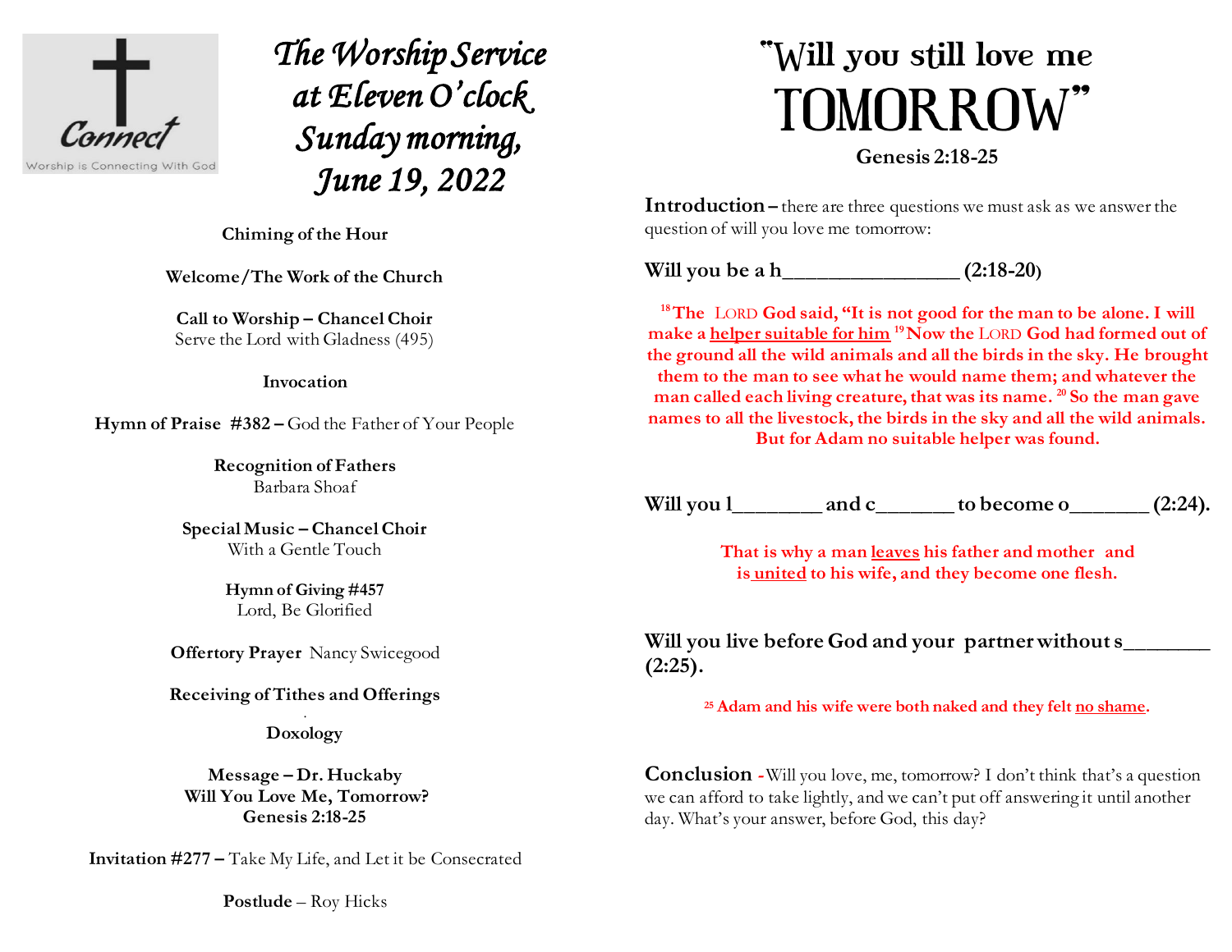Connect

Worship is Connecting With God

# *The Worship Service at Eleven O'clock Sunday morning, June 19, 2022*

**Chiming of the Hour**

**Welcome/The Work of the Church**

**Call to Worship – Chancel Choir**
Serve the Lord with Gladness (495)

**Invocation**

**Hymn of Praise #382 –** God the Father of Your People

**Recognition of Fathers**
Barbara Shoaf

**Special Music – Chancel Choir**
With a Gentle Touch

**Hymn of Giving #457**
Lord, Be Glorified

**Offertory Prayer** Nancy Swicegood

**Receiving of Tithes and Offerings**

**Doxology**

**Message – Dr. Huckaby**
**Will You Love Me, Tomorrow?**
**Genesis 2:18-25**

**Invitation #277 –** Take My Life, and Let it be Consecrated

**Postlude** – Roy Hicks

# "Will you still love me TOMORROW"

**Genesis 2:18-25**

**Introduction –** there are three questions we must ask as we answer the question of will you love me tomorrow:

**Will you be a h_______________ (2:18-20)**

**[18] The LORD God said, "It is not good for the man to be alone. I will make a helper suitable for him [19] Now the LORD God had formed out of the ground all the wild animals and all the birds in the sky. He brought them to the man to see what he would name them; and whatever the man called each living creature, that was its name. [20] So the man gave names to all the livestock, the birds in the sky and all the wild animals. But for Adam no suitable helper was found.**

**Will you l________ and c_______ to become o_______ (2:24).**

**That is why a man leaves his father and mother and is united to his wife, and they become one flesh.**

**Will you live before God and your partner without s________ (2:25).**

**[25] Adam and his wife were both naked and they felt no shame.**

**Conclusion -** Will you love, me, tomorrow? I don't think that's a question we can afford to take lightly, and we can't put off answering it until another day. What's your answer, before God, this day?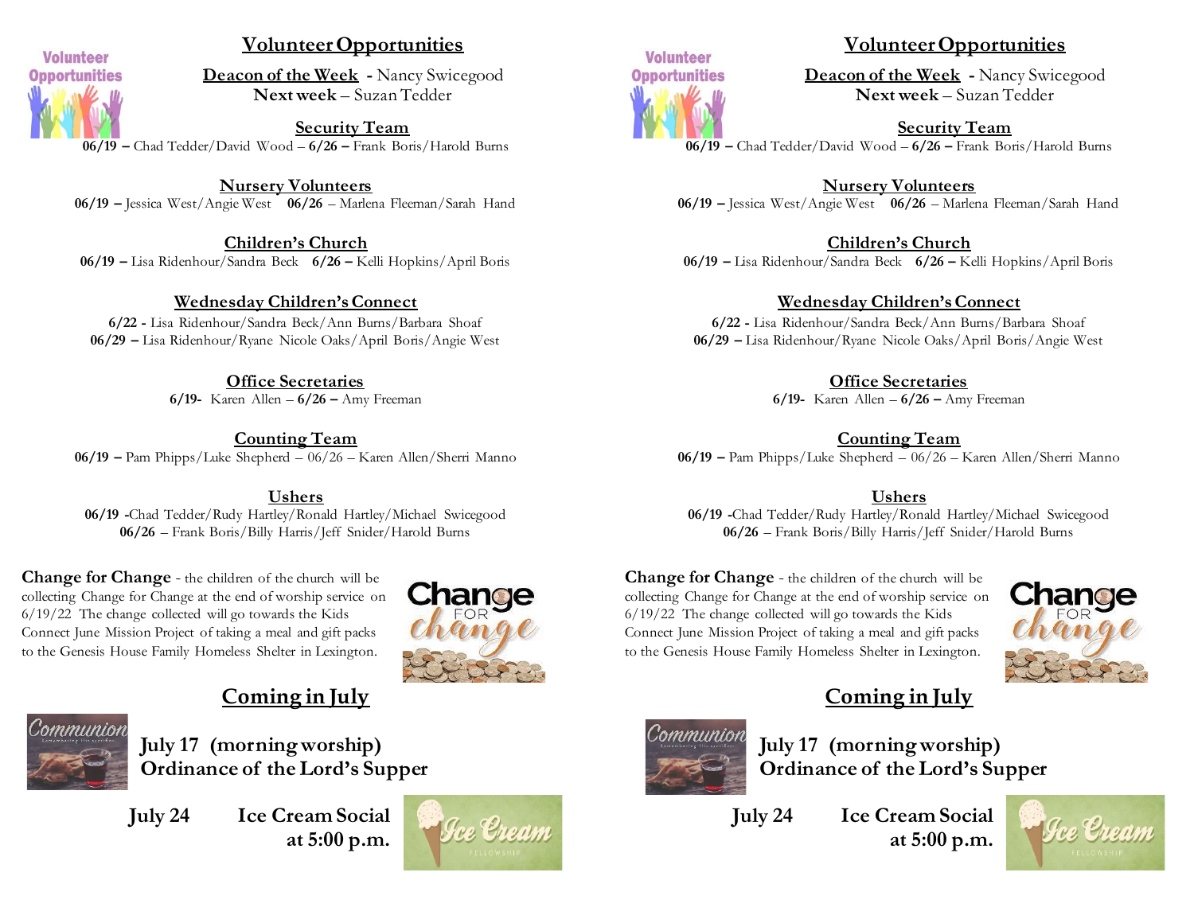## Volunteer Opportunities

**Deacon of the Week** - Nancy Swicegood
**Next week** – Suzan Tedder

**Security Team**
**06/19 –** Chad Tedder/David Wood – **6/26 –** Frank Boris/Harold Burns

**Nursery Volunteers**
**06/19 –** Jessica West/Angie West **06/26** – Marlena Fleeman/Sarah Hand

**Children's Church**
**06/19 –** Lisa Ridenhour/Sandra Beck **6/26 –** Kelli Hopkins/April Boris

**Wednesday Children's Connect**
**6/22 -** Lisa Ridenhour/Sandra Beck/Ann Burns/Barbara Shoaf
**06/29 –** Lisa Ridenhour/Ryane Nicole Oaks/April Boris/Angie West

**Office Secretaries**
**6/19-** Karen Allen – **6/26 –** Amy Freeman

**Counting Team**
**06/19 –** Pam Phipps/Luke Shepherd – 06/26 – Karen Allen/Sherri Manno

**Ushers**
**06/19 -**Chad Tedder/Rudy Hartley/Ronald Hartley/Michael Swicegood
**06/26** – Frank Boris/Billy Harris/Jeff Snider/Harold Burns

**Change for Change** - the children of the church will be collecting Change for Change at the end of worship service on 6/19/22 The change collected will go towards the Kids Connect June Mission Project of taking a meal and gift packs to the Genesis House Family Homeless Shelter in Lexington.

## Coming in July

**July 17 (morning worship)**
**Ordinance of the Lord's Supper**

**July 24 Ice Cream Social at 5:00 p.m.**

## Volunteer Opportunities

**Deacon of the Week** - Nancy Swicegood
**Next week** – Suzan Tedder

**Security Team**
**06/19 –** Chad Tedder/David Wood – **6/26 –** Frank Boris/Harold Burns

**Nursery Volunteers**
**06/19 –** Jessica West/Angie West **06/26** – Marlena Fleeman/Sarah Hand

**Children's Church**
**06/19 –** Lisa Ridenhour/Sandra Beck **6/26 –** Kelli Hopkins/April Boris

**Wednesday Children's Connect**
**6/22 -** Lisa Ridenhour/Sandra Beck/Ann Burns/Barbara Shoaf
**06/29 –** Lisa Ridenhour/Ryane Nicole Oaks/April Boris/Angie West

**Office Secretaries**
**6/19-** Karen Allen – **6/26 –** Amy Freeman

**Counting Team**
**06/19 –** Pam Phipps/Luke Shepherd – 06/26 – Karen Allen/Sherri Manno

**Ushers**
**06/19 -**Chad Tedder/Rudy Hartley/Ronald Hartley/Michael Swicegood
**06/26** – Frank Boris/Billy Harris/Jeff Snider/Harold Burns

**Change for Change** - the children of the church will be collecting Change for Change at the end of worship service on 6/19/22 The change collected will go towards the Kids Connect June Mission Project of taking a meal and gift packs to the Genesis House Family Homeless Shelter in Lexington.

## Coming in July

**July 17 (morning worship)**
**Ordinance of the Lord's Supper**

**July 24 Ice Cream Social at 5:00 p.m.**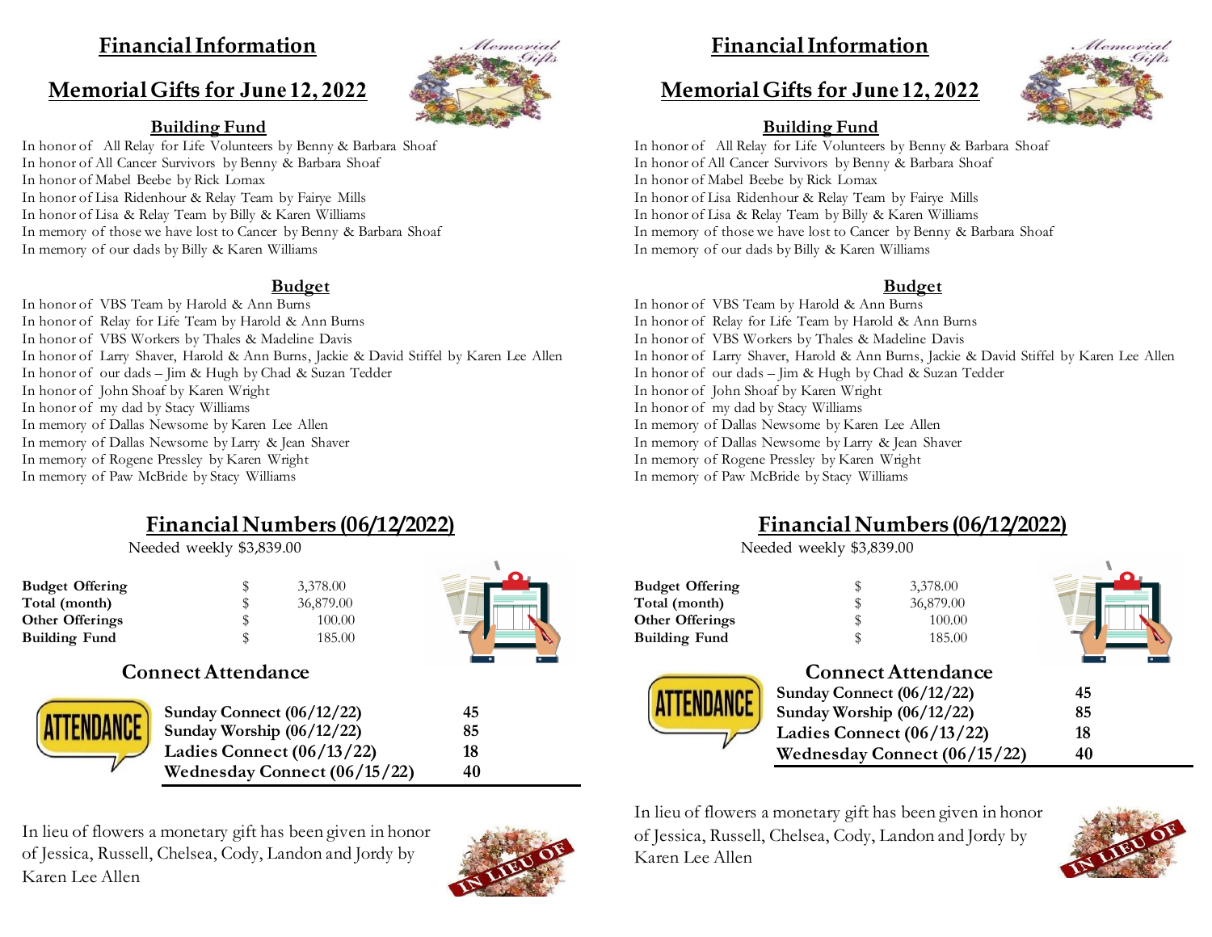# Financial Information

## Memorial Gifts for June 12, 2022

### Building Fund

In honor of All Relay for Life Volunteers by Benny & Barbara Shoaf
In honor of All Cancer Survivors by Benny & Barbara Shoaf
In honor of Mabel Beebe by Rick Lomax
In honor of Lisa Ridenhour & Relay Team by Fairye Mills
In honor of Lisa & Relay Team by Billy & Karen Williams
In memory of those we have lost to Cancer by Benny & Barbara Shoaf
In memory of our dads by Billy & Karen Williams

### Budget

In honor of VBS Team by Harold & Ann Burns
In honor of Relay for Life Team by Harold & Ann Burns
In honor of VBS Workers by Thales & Madeline Davis
In honor of Larry Shaver, Harold & Ann Burns, Jackie & David Stiffel by Karen Lee Allen
In honor of our dads – Jim & Hugh by Chad & Suzan Tedder
In honor of John Shoaf by Karen Wright
In honor of my dad by Stacy Williams
In memory of Dallas Newsome by Karen Lee Allen
In memory of Dallas Newsome by Larry & Jean Shaver
In memory of Rogene Pressley by Karen Wright
In memory of Paw McBride by Stacy Williams

## Financial Numbers (06/12/2022)

Needed weekly $3,839.00

| | | |
|---|---|---|
| **Budget Offering** | $ | 3,378.00 |
| **Total (month)** | $ | 36,879.00 |
| **Other Offerings** | $ | 100.00 |
| **Building Fund** | $ | 185.00 |

## Connect Attendance

| | |
|---|---|
| **Sunday Connect (06/12/22)** | **45** |
| **Sunday Worship (06/12/22)** | **85** |
| **Ladies Connect (06/13/22)** | **18** |
| **Wednesday Connect (06/15/22)** | **40** |

In lieu of flowers a monetary gift has been given in honor of Jessica, Russell, Chelsea, Cody, Landon and Jordy by Karen Lee Allen

# Financial Information

## Memorial Gifts for June 12, 2022

### Building Fund

In honor of All Relay for Life Volunteers by Benny & Barbara Shoaf
In honor of All Cancer Survivors by Benny & Barbara Shoaf
In honor of Mabel Beebe by Rick Lomax
In honor of Lisa Ridenhour & Relay Team by Fairye Mills
In honor of Lisa & Relay Team by Billy & Karen Williams
In memory of those we have lost to Cancer by Benny & Barbara Shoaf
In memory of our dads by Billy & Karen Williams

### Budget

In honor of VBS Team by Harold & Ann Burns
In honor of Relay for Life Team by Harold & Ann Burns
In honor of VBS Workers by Thales & Madeline Davis
In honor of Larry Shaver, Harold & Ann Burns, Jackie & David Stiffel by Karen Lee Allen
In honor of our dads – Jim & Hugh by Chad & Suzan Tedder
In honor of John Shoaf by Karen Wright
In honor of my dad by Stacy Williams
In memory of Dallas Newsome by Karen Lee Allen
In memory of Dallas Newsome by Larry & Jean Shaver
In memory of Rogene Pressley by Karen Wright
In memory of Paw McBride by Stacy Williams

## Financial Numbers (06/12/2022)

Needed weekly $3,839.00

| | | |
|---|---|---|
| **Budget Offering** | $ | 3,378.00 |
| **Total (month)** | $ | 36,879.00 |
| **Other Offerings** | $ | 100.00 |
| **Building Fund** | $ | 185.00 |

## Connect Attendance

| | |
|---|---|
| **Sunday Connect (06/12/22)** | **45** |
| **Sunday Worship (06/12/22)** | **85** |
| **Ladies Connect (06/13/22)** | **18** |
| **Wednesday Connect (06/15/22)** | **40** |

In lieu of flowers a monetary gift has been given in honor of Jessica, Russell, Chelsea, Cody, Landon and Jordy by Karen Lee Allen